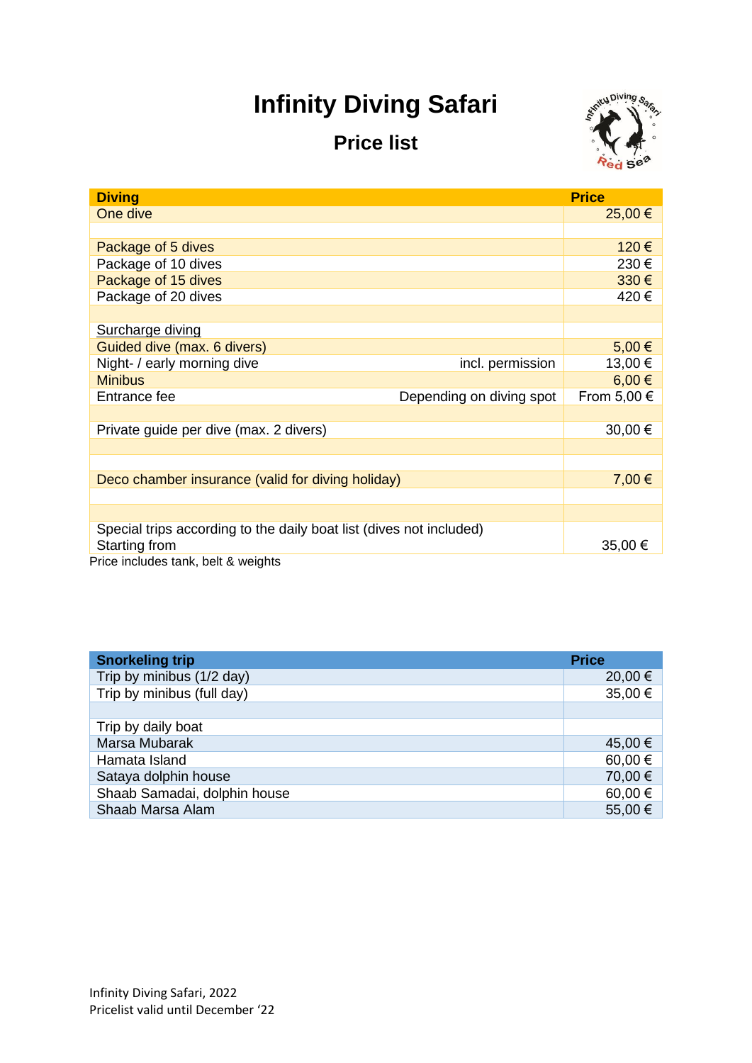# Infinity Diving Safari

## Price list

| Diving | | Price |
|---|---|---|
| One dive | | 25,00 € |
| | | |
| Package of 5 dives | | 120 € |
| Package of 10 dives | | 230 € |
| Package of 15 dives | | 330 € |
| Package of 20 dives | | 420 € |
| | | |
| Surcharge diving | | |
| Guided dive (max. 6 divers) | | 5,00 € |
| Night- / early morning dive | incl. permission | 13,00 € |
| Minibus | | 6,00 € |
| Entrance fee | Depending on diving spot | From 5,00 € |
| | | |
| Private guide per dive (max. 2 divers) | | 30,00 € |
| | | |
| | | |
| Deco chamber insurance (valid for diving holiday) | | 7,00 € |
| | | |
| | | |
| Special trips according to the daily boat list (dives not included) Starting from | | 35,00 € |

Price includes tank, belt & weights

| Snorkeling trip | Price |
|---|---|
| Trip by minibus (1/2 day) | 20,00 € |
| Trip by minibus (full day) | 35,00 € |
| | |
| Trip by daily boat | |
| Marsa Mubarak | 45,00 € |
| Hamata Island | 60,00 € |
| Sataya dolphin house | 70,00 € |
| Shaab Samadai, dolphin house | 60,00 € |
| Shaab Marsa Alam | 55,00 € |

Infinity Diving Safari, 2022
Pricelist valid until December '22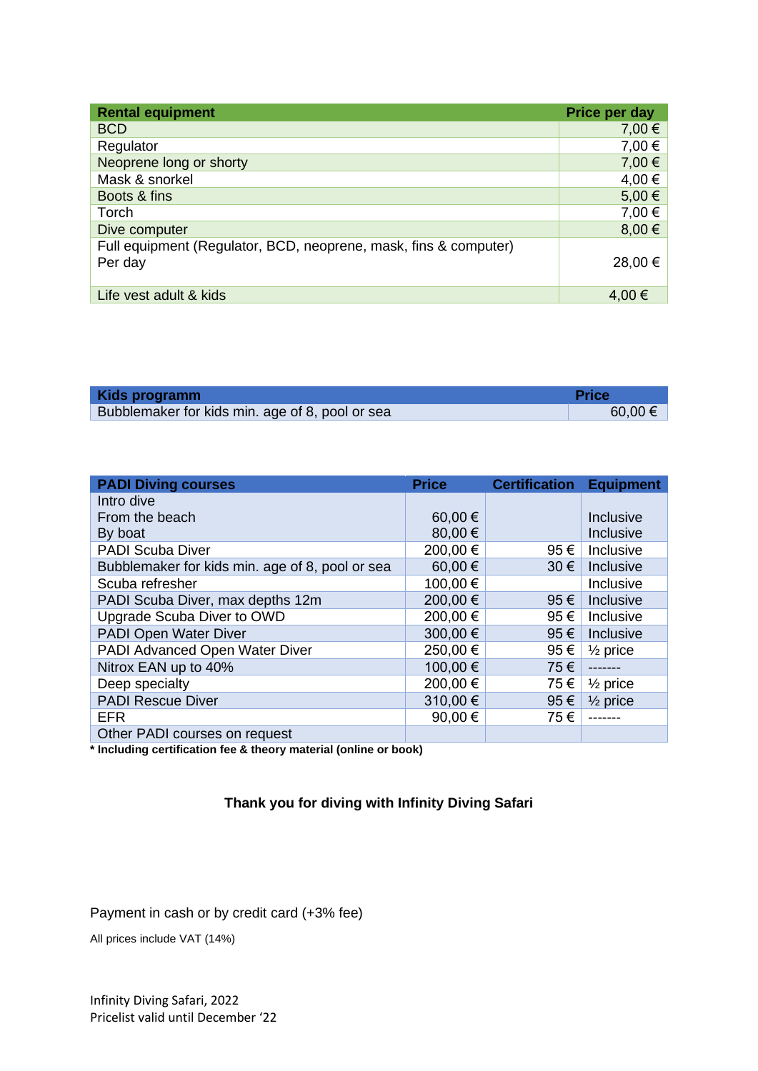| Rental equipment | Price per day |
|---|---|
| BCD | 7,00 € |
| Regulator | 7,00 € |
| Neoprene long or shorty | 7,00 € |
| Mask & snorkel | 4,00 € |
| Boots & fins | 5,00 € |
| Torch | 7,00 € |
| Dive computer | 8,00 € |
| Full equipment (Regulator, BCD, neoprene, mask, fins & computer) Per day | 28,00 € |
| Life vest adult & kids | 4,00 € |

| Kids programm | Price |
|---|---|
| Bubblemaker for kids min. age of 8, pool or sea | 60,00 € |

| PADI Diving courses | Price | Certification | Equipment |
|---|---|---|---|
| Intro dive | | | |
| From the beach | 60,00 € | | Inclusive |
| By boat | 80,00 € | | Inclusive |
| PADI Scuba Diver | 200,00 € | 95 € | Inclusive |
| Bubblemaker for kids min. age of 8, pool or sea | 60,00 € | 30 € | Inclusive |
| Scuba refresher | 100,00 € | | Inclusive |
| PADI Scuba Diver, max depths 12m | 200,00 € | 95 € | Inclusive |
| Upgrade Scuba Diver to OWD | 200,00 € | 95 € | Inclusive |
| PADI Open Water Diver | 300,00 € | 95 € | Inclusive |
| PADI Advanced Open Water Diver | 250,00 € | 95 € | ½ price |
| Nitrox EAN up to 40% | 100,00 € | 75 € | ------- |
| Deep specialty | 200,00 € | 75 € | ½ price |
| PADI Rescue Diver | 310,00 € | 95 € | ½ price |
| EFR | 90,00 € | 75 € | ------- |
| Other PADI courses on request | | | |

**\* Including certification fee & theory material (online or book)**

**Thank you for diving with Infinity Diving Safari**

Payment in cash or by credit card (+3% fee)

All prices include VAT (14%)

Infinity Diving Safari, 2022
Pricelist valid until December '22